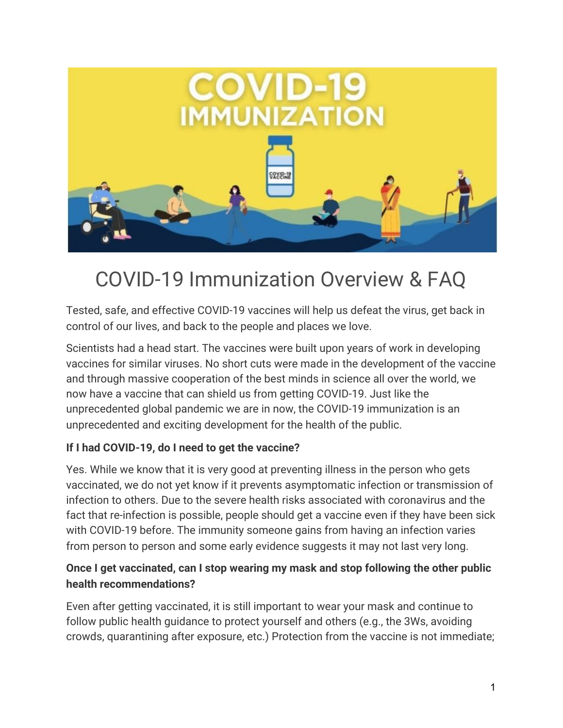# COVID-19 Immunization Overview & FAQ

Tested, safe, and effective COVID-19 vaccines will help us defeat the virus, get back in control of our lives, and back to the people and places we love.

Scientists had a head start. The vaccines were built upon years of work in developing vaccines for similar viruses. No short cuts were made in the development of the vaccine and through massive cooperation of the best minds in science all over the world, we now have a vaccine that can shield us from getting COVID-19. Just like the unprecedented global pandemic we are in now, the COVID-19 immunization is an unprecedented and exciting development for the health of the public.

**If I had COVID-19, do I need to get the vaccine?**

Yes. While we know that it is very good at preventing illness in the person who gets vaccinated, we do not yet know if it prevents asymptomatic infection or transmission of infection to others. Due to the severe health risks associated with coronavirus and the fact that re-infection is possible, people should get a vaccine even if they have been sick with COVID-19 before. The immunity someone gains from having an infection varies from person to person and some early evidence suggests it may not last very long.

**Once I get vaccinated, can I stop wearing my mask and stop following the other public health recommendations?**

Even after getting vaccinated, it is still important to wear your mask and continue to follow public health guidance to protect yourself and others (e.g., the 3Ws, avoiding crowds, quarantining after exposure, etc.) Protection from the vaccine is not immediate;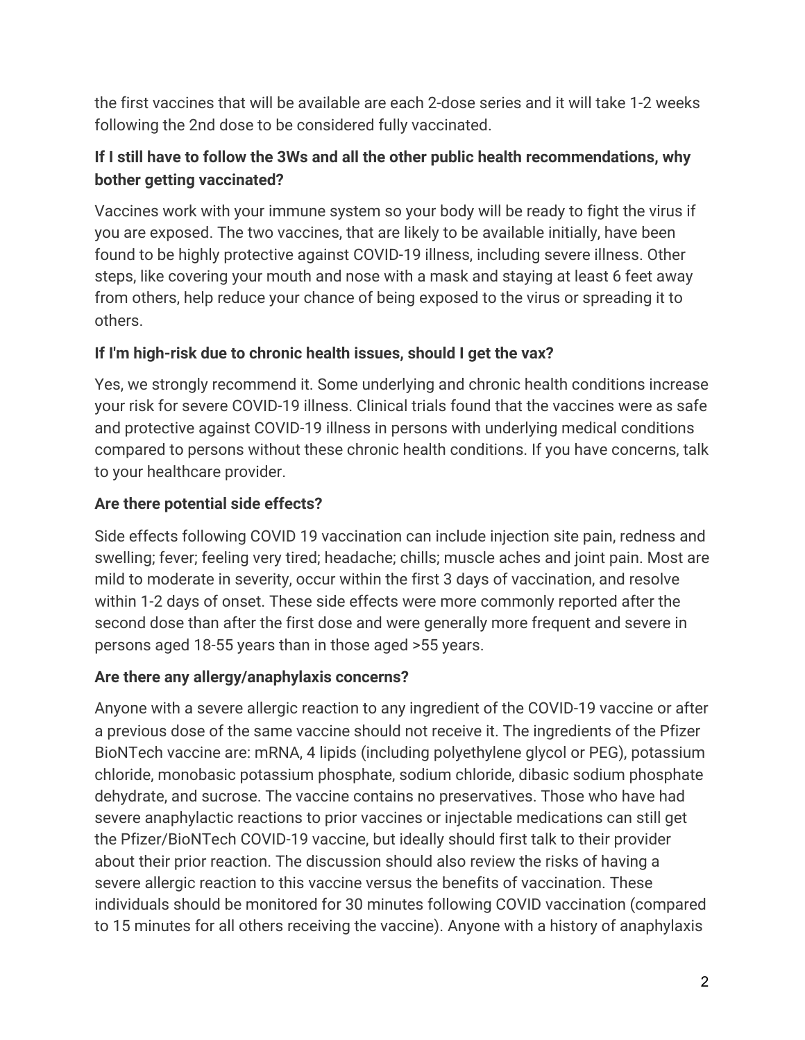the first vaccines that will be available are each 2-dose series and it will take 1-2 weeks following the 2nd dose to be considered fully vaccinated.

**If I still have to follow the 3Ws and all the other public health recommendations, why bother getting vaccinated?**

Vaccines work with your immune system so your body will be ready to fight the virus if you are exposed. The two vaccines, that are likely to be available initially, have been found to be highly protective against COVID-19 illness, including severe illness. Other steps, like covering your mouth and nose with a mask and staying at least 6 feet away from others, help reduce your chance of being exposed to the virus or spreading it to others.

**If I'm high-risk due to chronic health issues, should I get the vax?**

Yes, we strongly recommend it. Some underlying and chronic health conditions increase your risk for severe COVID-19 illness. Clinical trials found that the vaccines were as safe and protective against COVID-19 illness in persons with underlying medical conditions compared to persons without these chronic health conditions. If you have concerns, talk to your healthcare provider.

**Are there potential side effects?**

Side effects following COVID 19 vaccination can include injection site pain, redness and swelling; fever; feeling very tired; headache; chills; muscle aches and joint pain. Most are mild to moderate in severity, occur within the first 3 days of vaccination, and resolve within 1-2 days of onset. These side effects were more commonly reported after the second dose than after the first dose and were generally more frequent and severe in persons aged 18-55 years than in those aged >55 years.

**Are there any allergy/anaphylaxis concerns?**

Anyone with a severe allergic reaction to any ingredient of the COVID-19 vaccine or after a previous dose of the same vaccine should not receive it. The ingredients of the Pfizer BioNTech vaccine are: mRNA, 4 lipids (including polyethylene glycol or PEG), potassium chloride, monobasic potassium phosphate, sodium chloride, dibasic sodium phosphate dehydrate, and sucrose. The vaccine contains no preservatives. Those who have had severe anaphylactic reactions to prior vaccines or injectable medications can still get the Pfizer/BioNTech COVID-19 vaccine, but ideally should first talk to their provider about their prior reaction. The discussion should also review the risks of having a severe allergic reaction to this vaccine versus the benefits of vaccination. These individuals should be monitored for 30 minutes following COVID vaccination (compared to 15 minutes for all others receiving the vaccine). Anyone with a history of anaphylaxis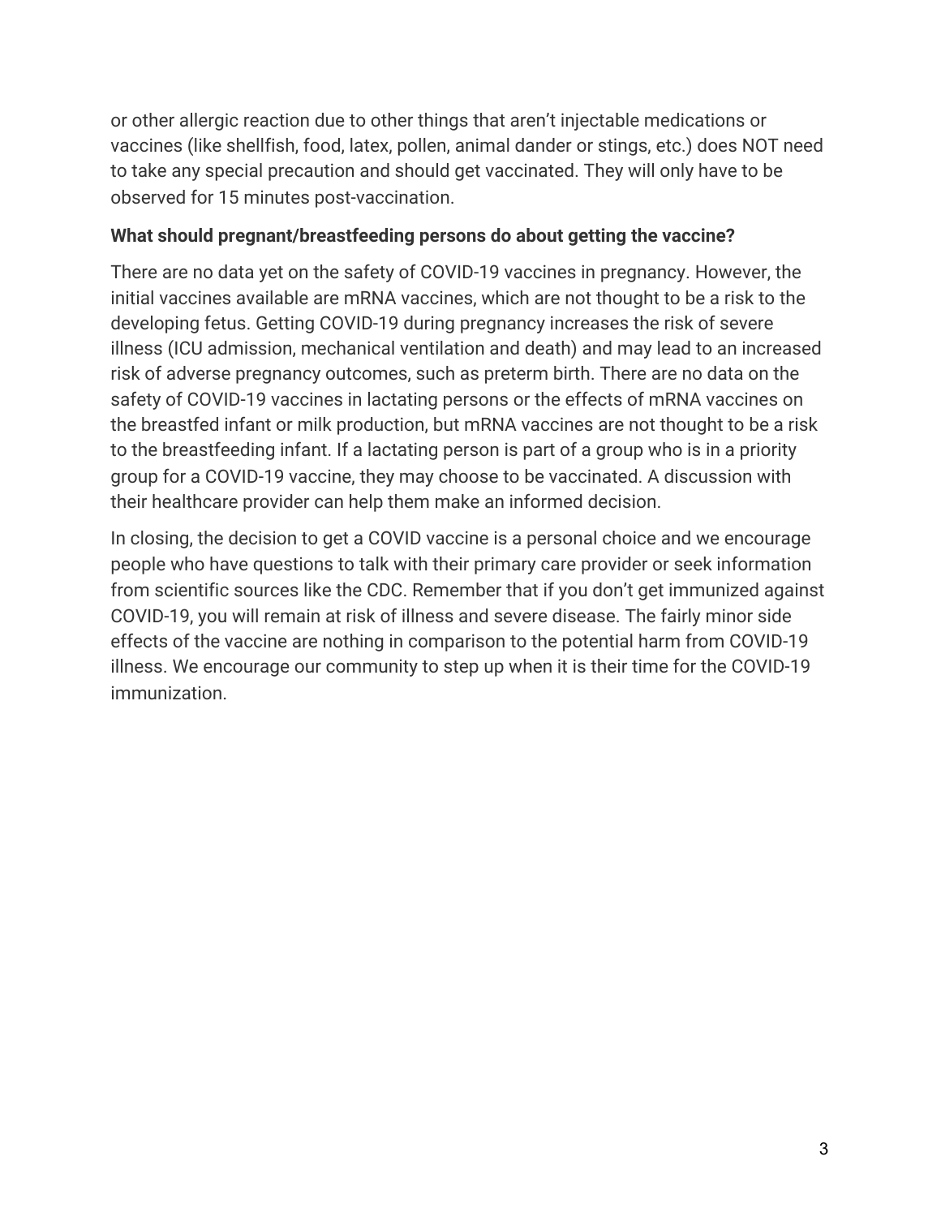or other allergic reaction due to other things that aren't injectable medications or vaccines (like shellfish, food, latex, pollen, animal dander or stings, etc.) does NOT need to take any special precaution and should get vaccinated. They will only have to be observed for 15 minutes post-vaccination.

**What should pregnant/breastfeeding persons do about getting the vaccine?**

There are no data yet on the safety of COVID-19 vaccines in pregnancy. However, the initial vaccines available are mRNA vaccines, which are not thought to be a risk to the developing fetus. Getting COVID-19 during pregnancy increases the risk of severe illness (ICU admission, mechanical ventilation and death) and may lead to an increased risk of adverse pregnancy outcomes, such as preterm birth. There are no data on the safety of COVID-19 vaccines in lactating persons or the effects of mRNA vaccines on the breastfed infant or milk production, but mRNA vaccines are not thought to be a risk to the breastfeeding infant. If a lactating person is part of a group who is in a priority group for a COVID-19 vaccine, they may choose to be vaccinated. A discussion with their healthcare provider can help them make an informed decision.

In closing, the decision to get a COVID vaccine is a personal choice and we encourage people who have questions to talk with their primary care provider or seek information from scientific sources like the CDC. Remember that if you don't get immunized against COVID-19, you will remain at risk of illness and severe disease. The fairly minor side effects of the vaccine are nothing in comparison to the potential harm from COVID-19 illness. We encourage our community to step up when it is their time for the COVID-19 immunization.